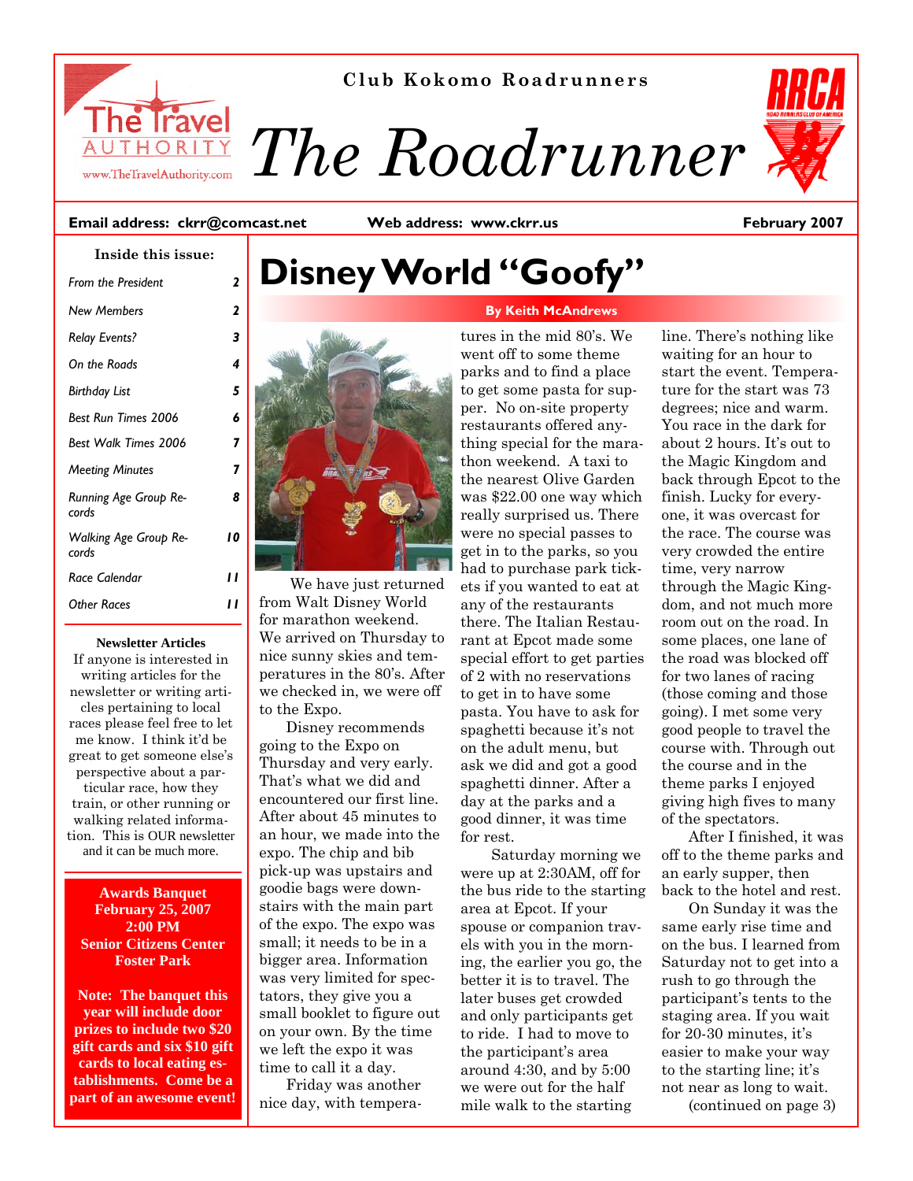Club Kokomo Roadrunners

# The Roadrunner

**Email address: ckrr@comcast.net** | **Web address: www.ckrr.us** | **February 2007**

**Inside this issue:**

| | |
|---|---|
| *From the President* | 2 |
| *New Members* | 2 |
| *Relay Events?* | 3 |
| *On the Roads* | 4 |
| *Birthday List* | 5 |
| *Best Run Times 2006* | 6 |
| *Best Walk Times 2006* | 7 |
| *Meeting Minutes* | 7 |
| *Running Age Group Records* | 8 |
| *Walking Age Group Records* | 10 |
| *Race Calendar* | 11 |
| *Other Races* | 11 |

**Newsletter Articles**

If anyone is interested in writing articles for the newsletter or writing articles pertaining to local races please feel free to let me know. I think it'd be great to get someone else's perspective about a particular race, how they train, or other running or walking related information. This is OUR newsletter and it can be much more.

**Awards Banquet**
**February 25, 2007**
**2:00 PM**
**Senior Citizens Center**
**Foster Park**

**Note: The banquet this year will include door prizes to include two $20 gift cards and six $10 gift cards to local eating establishments. Come be a part of an awesome event!**

# Disney World "Goofy"

**By Keith McAndrews**

We have just returned from Walt Disney World for marathon weekend. We arrived on Thursday to nice sunny skies and temperatures in the 80's. After we checked in, we were off to the Expo.

Disney recommends going to the Expo on Thursday and very early. That's what we did and encountered our first line. After about 45 minutes to an hour, we made into the expo. The chip and bib pick-up was upstairs and goodie bags were downstairs with the main part of the expo. The expo was small; it needs to be in a bigger area. Information was very limited for spectators, they give you a small booklet to figure out on your own. By the time we left the expo it was time to call it a day.

Friday was another nice day, with temperatures in the mid 80's. We went off to some theme parks and to find a place to get some pasta for supper. No on-site property restaurants offered anything special for the marathon weekend. A taxi to the nearest Olive Garden was $22.00 one way which really surprised us. There were no special passes to get in to the parks, so you had to purchase park tickets if you wanted to eat at any of the restaurants there. The Italian Restaurant at Epcot made some special effort to get parties of 2 with no reservations to get in to have some pasta. You have to ask for spaghetti because it's not on the adult menu, but ask we did and got a good spaghetti dinner. After a day at the parks and a good dinner, it was time for rest.

Saturday morning we were up at 2:30AM, off for the bus ride to the starting area at Epcot. If your spouse or companion travels with you in the morning, the earlier you go, the better it is to travel. The later buses get crowded and only participants get to ride. I had to move to the participant's area around 4:30, and by 5:00 we were out for the half mile walk to the starting line. There's nothing like waiting for an hour to start the event. Temperature for the start was 73 degrees; nice and warm. You race in the dark for about 2 hours. It's out to the Magic Kingdom and back through Epcot to the finish. Lucky for everyone, it was overcast for the race. The course was very crowded the entire time, very narrow through the Magic Kingdom, and not much more room out on the road. In some places, one lane of the road was blocked off for two lanes of racing (those coming and those going). I met some very good people to travel the course with. Through out the course and in the theme parks I enjoyed giving high fives to many of the spectators.

After I finished, it was off to the theme parks and an early supper, then back to the hotel and rest.

On Sunday it was the same early rise time and on the bus. I learned from Saturday not to get into a rush to go through the participant's tents to the staging area. If you wait for 20-30 minutes, it's easier to make your way to the starting line; it's not near as long to wait.

(continued on page 3)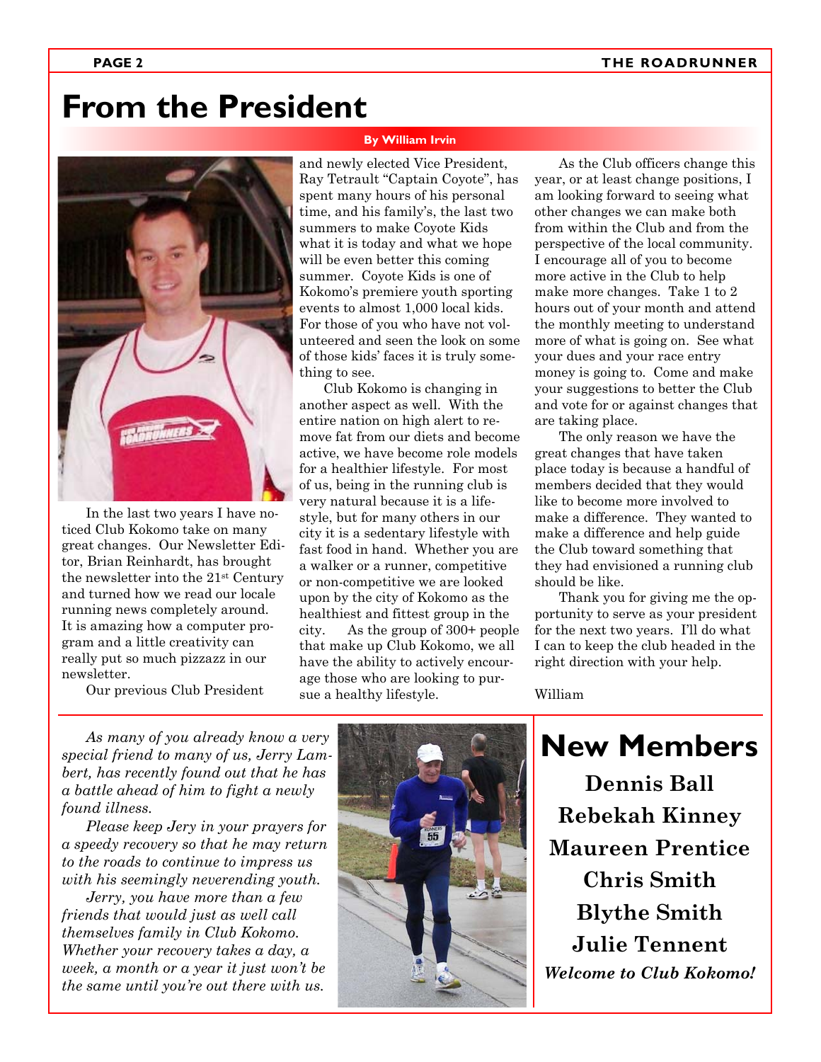# From the President

**By William Irvin**

In the last two years I have noticed Club Kokomo take on many great changes. Our Newsletter Editor, Brian Reinhardt, has brought the newsletter into the 21st Century and turned how we read our locale running news completely around. It is amazing how a computer program and a little creativity can really put so much pizzazz in our newsletter.

Our previous Club President and newly elected Vice President, Ray Tetrault "Captain Coyote", has spent many hours of his personal time, and his family's, the last two summers to make Coyote Kids what it is today and what we hope will be even better this coming summer. Coyote Kids is one of Kokomo's premiere youth sporting events to almost 1,000 local kids. For those of you who have not volunteered and seen the look on some of those kids' faces it is truly something to see.

Club Kokomo is changing in another aspect as well. With the entire nation on high alert to remove fat from our diets and become active, we have become role models for a healthier lifestyle. For most of us, being in the running club is very natural because it is a lifestyle, but for many others in our city it is a sedentary lifestyle with fast food in hand. Whether you are a walker or a runner, competitive or non-competitive we are looked upon by the city of Kokomo as the healthiest and fittest group in the city. As the group of 300+ people that make up Club Kokomo, we all have the ability to actively encourage those who are looking to pursue a healthy lifestyle.

As the Club officers change this year, or at least change positions, I am looking forward to seeing what other changes we can make both from within the Club and from the perspective of the local community. I encourage all of you to become more active in the Club to help make more changes. Take 1 to 2 hours out of your month and attend the monthly meeting to understand more of what is going on. See what your dues and your race entry money is going to. Come and make your suggestions to better the Club and vote for or against changes that are taking place.

The only reason we have the great changes that have taken place today is because a handful of members decided that they would like to become more involved to make a difference. They wanted to make a difference and help guide the Club toward something that they had envisioned a running club should be like.

Thank you for giving me the opportunity to serve as your president for the next two years. I'll do what I can to keep the club headed in the right direction with your help.

William

---

*As many of you already know a very special friend to many of us, Jerry Lambert, has recently found out that he has a battle ahead of him to fight a newly found illness.*

*Please keep Jery in your prayers for a speedy recovery so that he may return to the roads to continue to impress us with his seemingly neverending youth.*

*Jerry, you have more than a few friends that would just as well call themselves family in Club Kokomo. Whether your recovery takes a day, a week, a month or a year it just won't be the same until you're out there with us.*

# New Members

**Dennis Ball**

**Rebekah Kinney**

**Maureen Prentice**

**Chris Smith**

**Blythe Smith**

**Julie Tennent**

***Welcome to Club Kokomo!***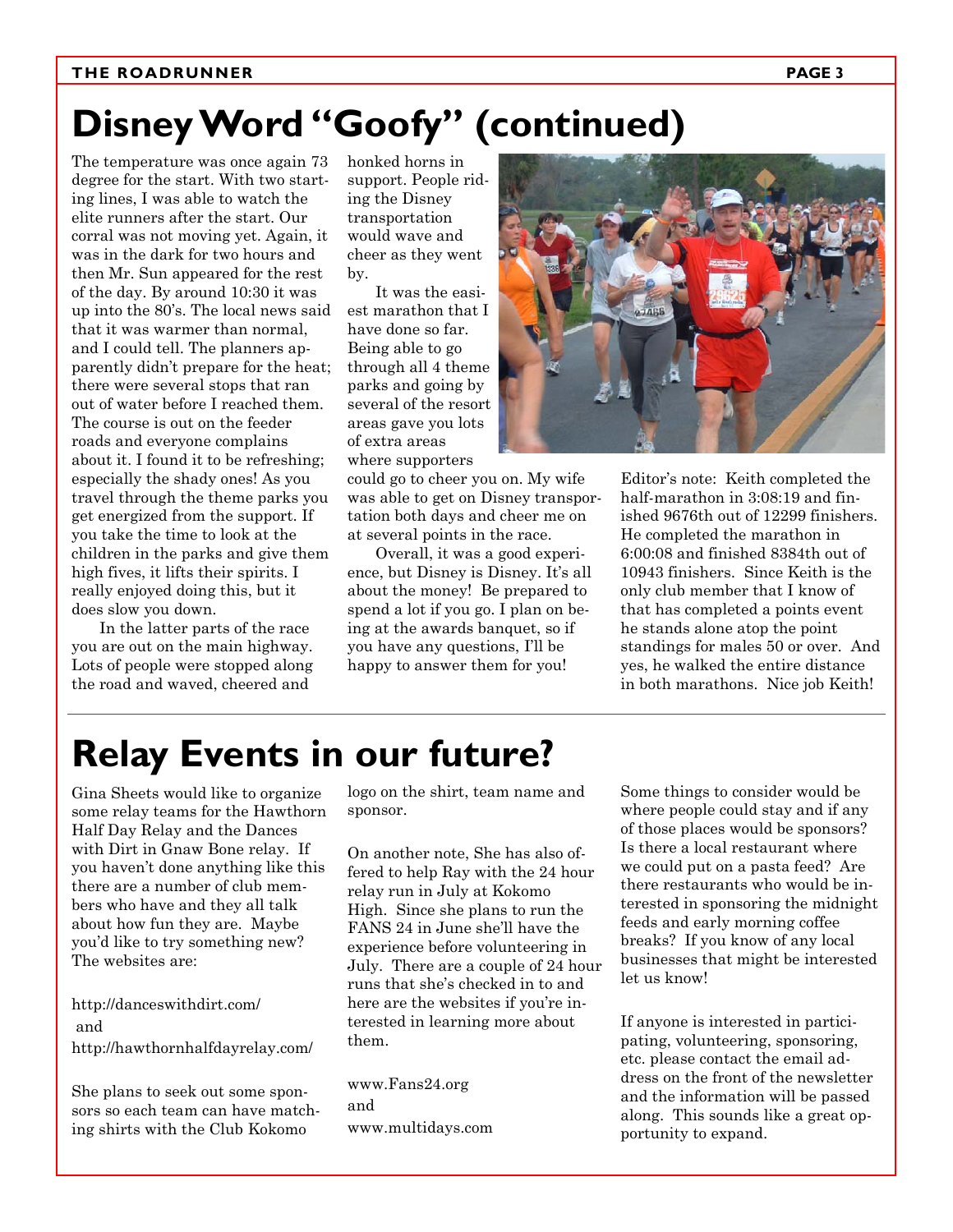# Disney Word "Goofy" (continued)

The temperature was once again 73 degree for the start. With two starting lines, I was able to watch the elite runners after the start. Our corral was not moving yet. Again, it was in the dark for two hours and then Mr. Sun appeared for the rest of the day. By around 10:30 it was up into the 80's. The local news said that it was warmer than normal, and I could tell. The planners apparently didn't prepare for the heat; there were several stops that ran out of water before I reached them. The course is out on the feeder roads and everyone complains about it. I found it to be refreshing; especially the shady ones! As you travel through the theme parks you get energized from the support. If you take the time to look at the children in the parks and give them high fives, it lifts their spirits. I really enjoyed doing this, but it does slow you down.

In the latter parts of the race you are out on the main highway. Lots of people were stopped along the road and waved, cheered and honked horns in support. People riding the Disney transportation would wave and cheer as they went by.

It was the easiest marathon that I have done so far. Being able to go through all 4 theme parks and going by several of the resort areas gave you lots of extra areas where supporters could go to cheer you on. My wife was able to get on Disney transportation both days and cheer me on at several points in the race.

Overall, it was a good experience, but Disney is Disney. It's all about the money! Be prepared to spend a lot if you go. I plan on being at the awards banquet, so if you have any questions, I'll be happy to answer them for you!

Editor's note: Keith completed the half-marathon in 3:08:19 and finished 9676th out of 12299 finishers. He completed the marathon in 6:00:08 and finished 8384th out of 10943 finishers. Since Keith is the only club member that I know of that has completed a points event he stands alone atop the point standings for males 50 or over. And yes, he walked the entire distance in both marathons. Nice job Keith!

# Relay Events in our future?

Gina Sheets would like to organize some relay teams for the Hawthorn Half Day Relay and the Dances with Dirt in Gnaw Bone relay. If you haven't done anything like this there are a number of club members who have and they all talk about how fun they are. Maybe you'd like to try something new? The websites are:

http://danceswithdirt.com/
and
http://hawthornhalfdayrelay.com/

She plans to seek out some sponsors so each team can have matching shirts with the Club Kokomo logo on the shirt, team name and sponsor.

On another note, She has also offered to help Ray with the 24 hour relay run in July at Kokomo High. Since she plans to run the FANS 24 in June she'll have the experience before volunteering in July. There are a couple of 24 hour runs that she's checked in to and here are the websites if you're interested in learning more about them.

www.Fans24.org
and
www.multidays.com

Some things to consider would be where people could stay and if any of those places would be sponsors? Is there a local restaurant where we could put on a pasta feed? Are there restaurants who would be interested in sponsoring the midnight feeds and early morning coffee breaks? If you know of any local businesses that might be interested let us know!

If anyone is interested in participating, volunteering, sponsoring, etc. please contact the email address on the front of the newsletter and the information will be passed along. This sounds like a great opportunity to expand.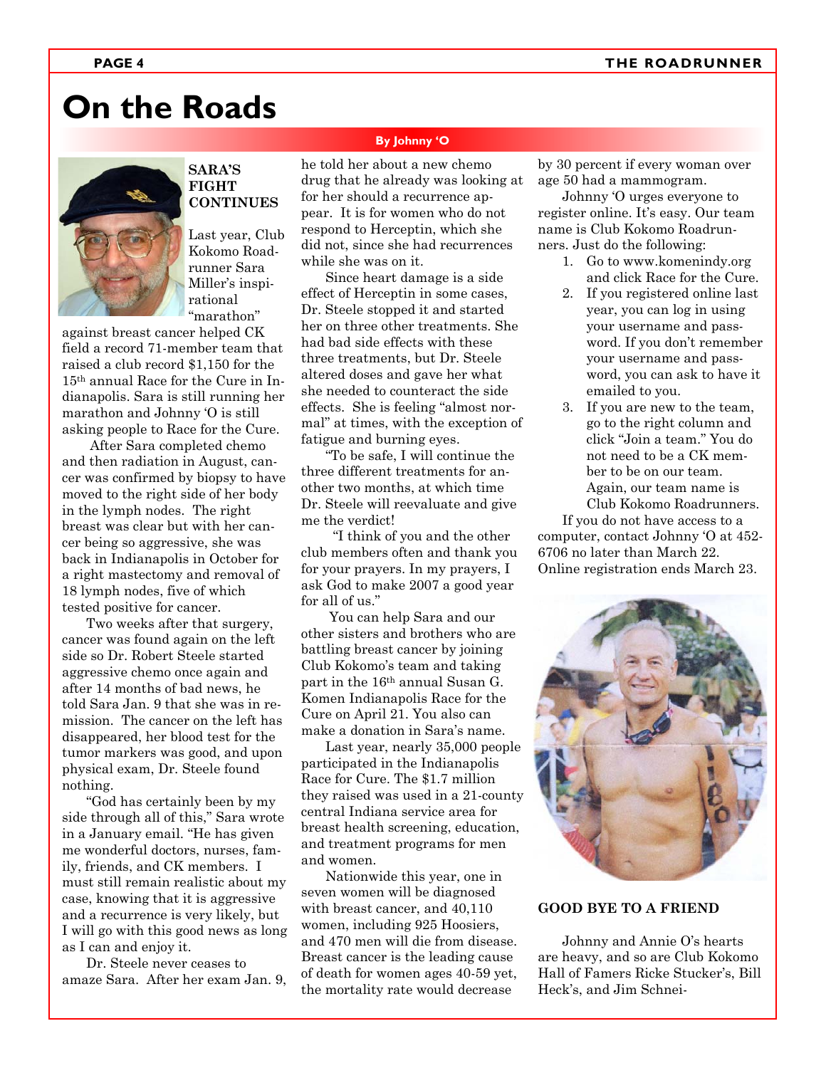# On the Roads

By Johnny 'O

## SARA'S FIGHT CONTINUES

Last year, Club Kokomo Roadrunner Sara Miller's inspirational "marathon" against breast cancer helped CK field a record 71-member team that raised a club record $1,150 for the 15th annual Race for the Cure in Indianapolis. Sara is still running her marathon and Johnny 'O is still asking people to Race for the Cure.

After Sara completed chemo and then radiation in August, cancer was confirmed by biopsy to have moved to the right side of her body in the lymph nodes. The right breast was clear but with her cancer being so aggressive, she was back in Indianapolis in October for a right mastectomy and removal of 18 lymph nodes, five of which tested positive for cancer.

Two weeks after that surgery, cancer was found again on the left side so Dr. Robert Steele started aggressive chemo once again and after 14 months of bad news, he told Sara Jan. 9 that she was in remission. The cancer on the left has disappeared, her blood test for the tumor markers was good, and upon physical exam, Dr. Steele found nothing.

"God has certainly been by my side through all of this," Sara wrote in a January email. "He has given me wonderful doctors, nurses, family, friends, and CK members. I must still remain realistic about my case, knowing that it is aggressive and a recurrence is very likely, but I will go with this good news as long as I can and enjoy it.

Dr. Steele never ceases to amaze Sara. After her exam Jan. 9, he told her about a new chemo drug that he already was looking at for her should a recurrence appear. It is for women who do not respond to Herceptin, which she did not, since she had recurrences while she was on it.

Since heart damage is a side effect of Herceptin in some cases, Dr. Steele stopped it and started her on three other treatments. She had bad side effects with these three treatments, but Dr. Steele altered doses and gave her what she needed to counteract the side effects. She is feeling "almost normal" at times, with the exception of fatigue and burning eyes.

"To be safe, I will continue the three different treatments for another two months, at which time Dr. Steele will reevaluate and give me the verdict!

"I think of you and the other club members often and thank you for your prayers. In my prayers, I ask God to make 2007 a good year for all of us."

You can help Sara and our other sisters and brothers who are battling breast cancer by joining Club Kokomo's team and taking part in the 16th annual Susan G. Komen Indianapolis Race for the Cure on April 21. You also can make a donation in Sara's name.

Last year, nearly 35,000 people participated in the Indianapolis Race for Cure. The $1.7 million they raised was used in a 21-county central Indiana service area for breast health screening, education, and treatment programs for men and women.

Nationwide this year, one in seven women will be diagnosed with breast cancer, and 40,110 women, including 925 Hoosiers, and 470 men will die from disease. Breast cancer is the leading cause of death for women ages 40-59 yet, the mortality rate would decrease by 30 percent if every woman over age 50 had a mammogram.

Johnny 'O urges everyone to register online. It's easy. Our team name is Club Kokomo Roadrunners. Just do the following:

1. Go to www.komenindy.org and click Race for the Cure.
2. If you registered online last year, you can log in using your username and password. If you don't remember your username and password, you can ask to have it emailed to you.
3. If you are new to the team, go to the right column and click "Join a team." You do not need to be a CK member to be on our team. Again, our team name is Club Kokomo Roadrunners.

If you do not have access to a computer, contact Johnny 'O at 452-6706 no later than March 22. Online registration ends March 23.

## GOOD BYE TO A FRIEND

Johnny and Annie O's hearts are heavy, and so are Club Kokomo Hall of Famers Ricke Stucker's, Bill Heck's, and Jim Schnei-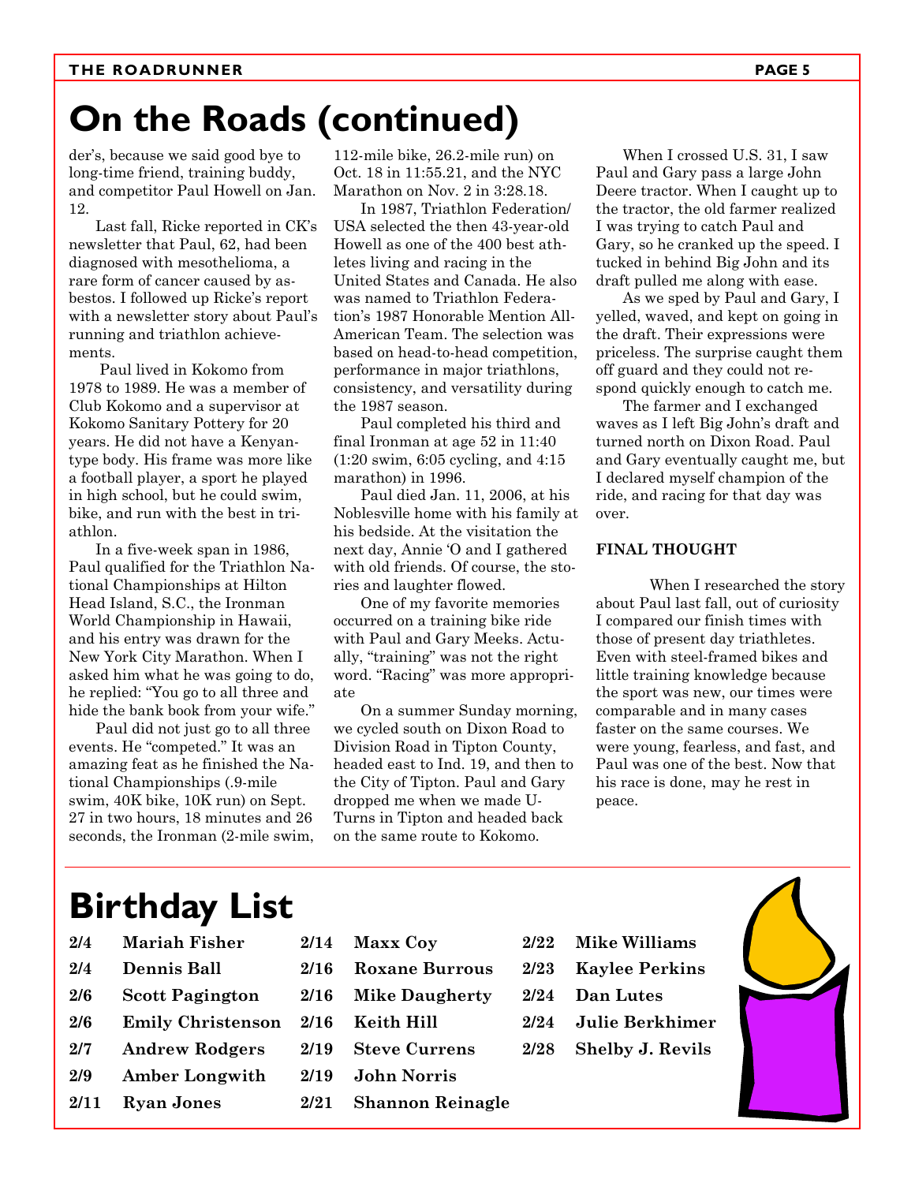# On the Roads (continued)

der's, because we said good bye to long-time friend, training buddy, and competitor Paul Howell on Jan. 12.

Last fall, Ricke reported in CK's newsletter that Paul, 62, had been diagnosed with mesothelioma, a rare form of cancer caused by asbestos. I followed up Ricke's report with a newsletter story about Paul's running and triathlon achievements.

Paul lived in Kokomo from 1978 to 1989. He was a member of Club Kokomo and a supervisor at Kokomo Sanitary Pottery for 20 years. He did not have a Kenyan-type body. His frame was more like a football player, a sport he played in high school, but he could swim, bike, and run with the best in triathlon.

In a five-week span in 1986, Paul qualified for the Triathlon National Championships at Hilton Head Island, S.C., the Ironman World Championship in Hawaii, and his entry was drawn for the New York City Marathon. When I asked him what he was going to do, he replied: "You go to all three and hide the bank book from your wife."

Paul did not just go to all three events. He "competed." It was an amazing feat as he finished the National Championships (.9-mile swim, 40K bike, 10K run) on Sept. 27 in two hours, 18 minutes and 26 seconds, the Ironman (2-mile swim, 112-mile bike, 26.2-mile run) on Oct. 18 in 11:55.21, and the NYC Marathon on Nov. 2 in 3:28.18.

In 1987, Triathlon Federation/USA selected the then 43-year-old Howell as one of the 400 best athletes living and racing in the United States and Canada. He also was named to Triathlon Federation's 1987 Honorable Mention All-American Team. The selection was based on head-to-head competition, performance in major triathlons, consistency, and versatility during the 1987 season.

Paul completed his third and final Ironman at age 52 in 11:40 (1:20 swim, 6:05 cycling, and 4:15 marathon) in 1996.

Paul died Jan. 11, 2006, at his Noblesville home with his family at his bedside. At the visitation the next day, Annie 'O and I gathered with old friends. Of course, the stories and laughter flowed.

One of my favorite memories occurred on a training bike ride with Paul and Gary Meeks. Actually, "training" was not the right word. "Racing" was more appropriate

On a summer Sunday morning, we cycled south on Dixon Road to Division Road in Tipton County, headed east to Ind. 19, and then to the City of Tipton. Paul and Gary dropped me when we made U-Turns in Tipton and headed back on the same route to Kokomo.

When I crossed U.S. 31, I saw Paul and Gary pass a large John Deere tractor. When I caught up to the tractor, the old farmer realized I was trying to catch Paul and Gary, so he cranked up the speed. I tucked in behind Big John and its draft pulled me along with ease.

As we sped by Paul and Gary, I yelled, waved, and kept on going in the draft. Their expressions were priceless. The surprise caught them off guard and they could not respond quickly enough to catch me.

The farmer and I exchanged waves as I left Big John's draft and turned north on Dixon Road. Paul and Gary eventually caught me, but I declared myself champion of the ride, and racing for that day was over.

**FINAL THOUGHT**

When I researched the story about Paul last fall, out of curiosity I compared our finish times with those of present day triathletes. Even with steel-framed bikes and little training knowledge because the sport was new, our times were comparable and in many cases faster on the same courses. We were young, fearless, and fast, and Paul was one of the best. Now that his race is done, may he rest in peace.

# Birthday List

| Date | Name |
|---|---|
| 2/4 | Mariah Fisher |
| 2/4 | Dennis Ball |
| 2/6 | Scott Pagington |
| 2/6 | Emily Christenson |
| 2/7 | Andrew Rodgers |
| 2/9 | Amber Longwith |
| 2/11 | Ryan Jones |
| 2/14 | Maxx Coy |
| 2/16 | Roxane Burrous |
| 2/16 | Mike Daugherty |
| 2/16 | Keith Hill |
| 2/19 | Steve Currens |
| 2/19 | John Norris |
| 2/21 | Shannon Reinagle |
| 2/22 | Mike Williams |
| 2/23 | Kaylee Perkins |
| 2/24 | Dan Lutes |
| 2/24 | Julie Berkhimer |
| 2/28 | Shelby J. Revils |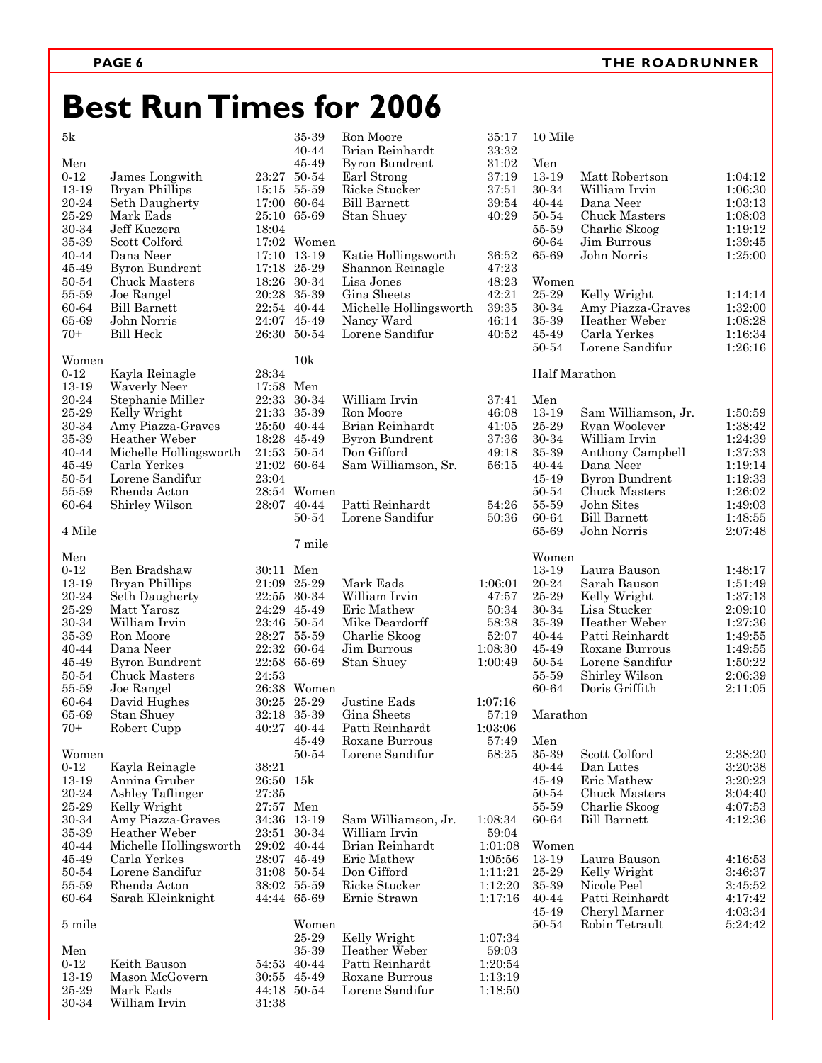# Best Run Times for 2006

## 5k

### Men

| Age | Name | Time |
|---|---|---|
| 0-12 | James Longwith | 23:27 |
| 13-19 | Bryan Phillips | 15:15 |
| 20-24 | Seth Daugherty | 17:00 |
| 25-29 | Mark Eads | 25:10 |
| 30-34 | Jeff Kuczera | 18:04 |
| 35-39 | Scott Colford | 17:02 |
| 40-44 | Dana Neer | 17:10 |
| 45-49 | Byron Bundrent | 17:18 |
| 50-54 | Chuck Masters | 18:26 |
| 55-59 | Joe Rangel | 20:28 |
| 60-64 | Bill Barnett | 22:54 |
| 65-69 | John Norris | 24:07 |
| 70+ | Bill Heck | 26:30 |

### Women

| Age | Name | Time |
|---|---|---|
| 0-12 | Kayla Reinagle | 28:34 |
| 13-19 | Waverly Neer | 17:58 |
| 20-24 | Stephanie Miller | 22:33 |
| 25-29 | Kelly Wright | 21:33 |
| 30-34 | Amy Piazza-Graves | 25:50 |
| 35-39 | Heather Weber | 18:28 |
| 40-44 | Michelle Hollingsworth | 21:53 |
| 45-49 | Carla Yerkes | 21:02 |
| 50-54 | Lorene Sandifur | 23:04 |
| 55-59 | Rhenda Acton | 28:54 |
| 60-64 | Shirley Wilson | 28:07 |

## 4 Mile

### Men

| Age | Name | Time |
|---|---|---|
| 0-12 | Ben Bradshaw | 30:11 |
| 13-19 | Bryan Phillips | 21:09 |
| 20-24 | Seth Daugherty | 22:55 |
| 25-29 | Matt Yarosz | 24:29 |
| 30-34 | William Irvin | 23:46 |
| 35-39 | Ron Moore | 28:27 |
| 40-44 | Dana Neer | 22:32 |
| 45-49 | Byron Bundrent | 22:58 |
| 50-54 | Chuck Masters | 24:53 |
| 55-59 | Joe Rangel | 26:38 |
| 60-64 | David Hughes | 30:25 |
| 65-69 | Stan Shuey | 32:18 |
| 70+ | Robert Cupp | 40:27 |

### Women

| Age | Name | Time |
|---|---|---|
| 0-12 | Kayla Reinagle | 38:21 |
| 13-19 | Annina Gruber | 26:50 |
| 20-24 | Ashley Taflinger | 27:35 |
| 25-29 | Kelly Wright | 27:57 |
| 30-34 | Amy Piazza-Graves | 34:36 |
| 35-39 | Heather Weber | 23:51 |
| 40-44 | Michelle Hollingsworth | 29:02 |
| 45-49 | Carla Yerkes | 28:07 |
| 50-54 | Lorene Sandifur | 31:08 |
| 55-59 | Rhenda Acton | 38:02 |
| 60-64 | Sarah Kleinknight | 44:44 |

## 5 mile

### Men

| Age | Name | Time |
|---|---|---|
| 0-12 | Keith Bauson | 54:53 |
| 13-19 | Mason McGovern | 30:55 |
| 25-29 | Mark Eads | 44:18 |
| 30-34 | William Irvin | 31:38 |
| 35-39 | Ron Moore | 35:17 |
| 40-44 | Brian Reinhardt | 33:32 |
| 45-49 | Byron Bundrent | 31:02 |
| 50-54 | Earl Strong | 37:19 |
| 55-59 | Ricke Stucker | 37:51 |
| 60-64 | Bill Barnett | 39:54 |
| 65-69 | Stan Shuey | 40:29 |

### Women

| Age | Name | Time |
|---|---|---|
| 13-19 | Katie Hollingsworth | 36:52 |
| 25-29 | Shannon Reinagle | 47:23 |
| 30-34 | Lisa Jones | 48:23 |
| 35-39 | Gina Sheets | 42:21 |
| 40-44 | Michelle Hollingsworth | 39:35 |
| 45-49 | Nancy Ward | 46:14 |
| 50-54 | Lorene Sandifur | 40:52 |

## 10k

### Men

| Age | Name | Time |
|---|---|---|
| 30-34 | William Irvin | 37:41 |
| 35-39 | Ron Moore | 46:08 |
| 40-44 | Brian Reinhardt | 41:05 |
| 45-49 | Byron Bundrent | 37:36 |
| 50-54 | Don Gifford | 49:18 |
| 60-64 | Sam Williamson, Sr. | 56:15 |

### Women

| Age | Name | Time |
|---|---|---|
| 40-44 | Patti Reinhardt | 54:26 |
| 50-54 | Lorene Sandifur | 50:36 |

## 7 mile

### Men

| Age | Name | Time |
|---|---|---|
| 25-29 | Mark Eads | 1:06:01 |
| 30-34 | William Irvin | 47:57 |
| 45-49 | Eric Mathew | 50:34 |
| 50-54 | Mike Deardorff | 58:38 |
| 55-59 | Charlie Skoog | 52:07 |
| 60-64 | Jim Burrous | 1:08:30 |
| 65-69 | Stan Shuey | 1:00:49 |

### Women

| Age | Name | Time |
|---|---|---|
| 25-29 | Justine Eads | 1:07:16 |
| 35-39 | Gina Sheets | 57:19 |
| 40-44 | Patti Reinhardt | 1:03:06 |
| 45-49 | Roxane Burrous | 57:49 |
| 50-54 | Lorene Sandifur | 58:25 |

## 15k

### Men

| Age | Name | Time |
|---|---|---|
| 13-19 | Sam Williamson, Jr. | 1:08:34 |
| 30-34 | William Irvin | 59:04 |
| 40-44 | Brian Reinhardt | 1:01:08 |
| 45-49 | Eric Mathew | 1:05:56 |
| 50-54 | Don Gifford | 1:11:21 |
| 55-59 | Ricke Stucker | 1:12:20 |
| 65-69 | Ernie Strawn | 1:17:16 |

### Women

| Age | Name | Time |
|---|---|---|
| 25-29 | Kelly Wright | 1:07:34 |
| 35-39 | Heather Weber | 59:03 |
| 40-44 | Patti Reinhardt | 1:20:54 |
| 45-49 | Roxane Burrous | 1:13:19 |
| 50-54 | Lorene Sandifur | 1:18:50 |

## 10 Mile

### Men

| Age | Name | Time |
|---|---|---|
| 13-19 | Matt Robertson | 1:04:12 |
| 30-34 | William Irvin | 1:06:30 |
| 40-44 | Dana Neer | 1:03:13 |
| 50-54 | Chuck Masters | 1:08:03 |
| 55-59 | Charlie Skoog | 1:19:12 |
| 60-64 | Jim Burrous | 1:39:45 |
| 65-69 | John Norris | 1:25:00 |

### Women

| Age | Name | Time |
|---|---|---|
| 25-29 | Kelly Wright | 1:14:14 |
| 30-34 | Amy Piazza-Graves | 1:32:00 |
| 35-39 | Heather Weber | 1:08:28 |
| 45-49 | Carla Yerkes | 1:16:34 |
| 50-54 | Lorene Sandifur | 1:26:16 |

## Half Marathon

### Men

| Age | Name | Time |
|---|---|---|
| 13-19 | Sam Williamson, Jr. | 1:50:59 |
| 25-29 | Ryan Woolever | 1:38:42 |
| 30-34 | William Irvin | 1:24:39 |
| 35-39 | Anthony Campbell | 1:37:33 |
| 40-44 | Dana Neer | 1:19:14 |
| 45-49 | Byron Bundrent | 1:19:33 |
| 50-54 | Chuck Masters | 1:26:02 |
| 55-59 | John Sites | 1:49:03 |
| 60-64 | Bill Barnett | 1:48:55 |
| 65-69 | John Norris | 2:07:48 |

### Women

| Age | Name | Time |
|---|---|---|
| 13-19 | Laura Bauson | 1:48:17 |
| 20-24 | Sarah Bauson | 1:51:49 |
| 25-29 | Kelly Wright | 1:37:13 |
| 30-34 | Lisa Stucker | 2:09:10 |
| 35-39 | Heather Weber | 1:27:36 |
| 40-44 | Patti Reinhardt | 1:49:55 |
| 45-49 | Roxane Burrous | 1:49:55 |
| 50-54 | Lorene Sandifur | 1:50:22 |
| 55-59 | Shirley Wilson | 2:06:39 |
| 60-64 | Doris Griffith | 2:11:05 |

## Marathon

### Men

| Age | Name | Time |
|---|---|---|
| 35-39 | Scott Colford | 2:38:20 |
| 40-44 | Dan Lutes | 3:20:38 |
| 45-49 | Eric Mathew | 3:20:23 |
| 50-54 | Chuck Masters | 3:04:40 |
| 55-59 | Charlie Skoog | 4:07:53 |
| 60-64 | Bill Barnett | 4:12:36 |

### Women

| Age | Name | Time |
|---|---|---|
| 13-19 | Laura Bauson | 4:16:53 |
| 25-29 | Kelly Wright | 3:46:37 |
| 35-39 | Nicole Peel | 3:45:52 |
| 40-44 | Patti Reinhardt | 4:17:42 |
| 45-49 | Cheryl Marner | 4:03:34 |
| 50-54 | Robin Tetrault | 5:24:42 |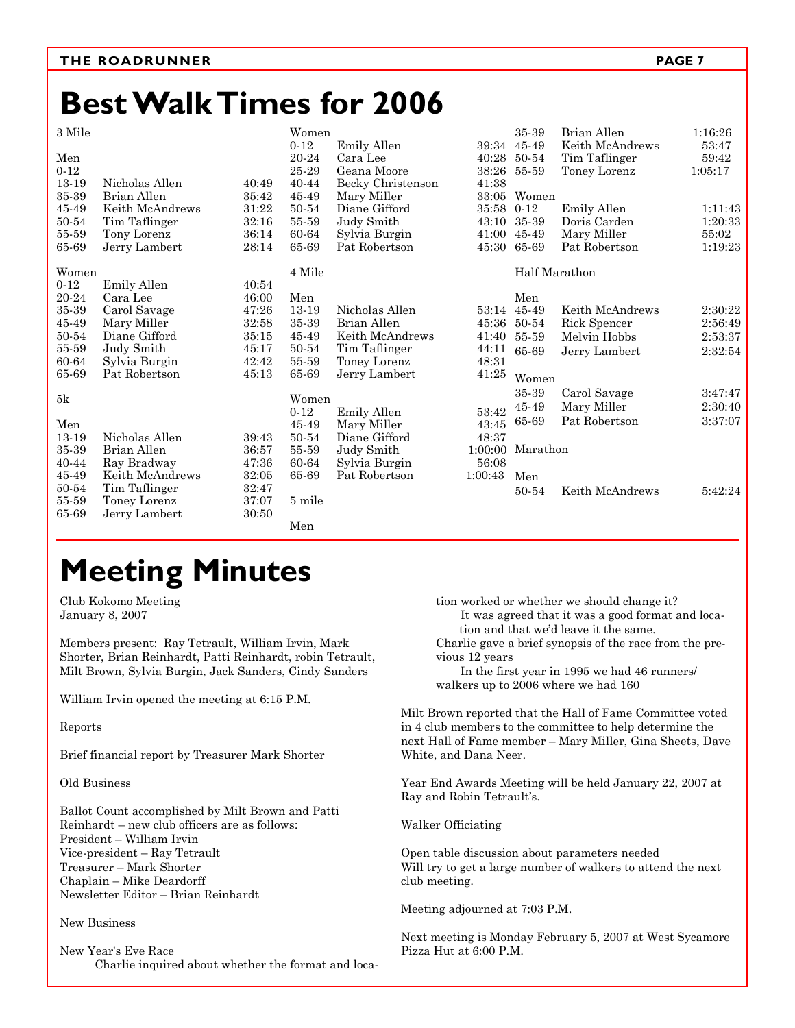# Best Walk Times for 2006

### 3 Mile

**Men**

| Age | Name | Time |
|---|---|---|
| 0-12 | | |
| 13-19 | Nicholas Allen | 40:49 |
| 35-39 | Brian Allen | 35:42 |
| 45-49 | Keith McAndrews | 31:22 |
| 50-54 | Tim Taflinger | 32:16 |
| 55-59 | Tony Lorenz | 36:14 |
| 65-69 | Jerry Lambert | 28:14 |

**Women**

| Age | Name | Time |
|---|---|---|
| 0-12 | Emily Allen | 40:54 |
| 20-24 | Cara Lee | 46:00 |
| 35-39 | Carol Savage | 47:26 |
| 45-49 | Mary Miller | 32:58 |
| 50-54 | Diane Gifford | 35:15 |
| 55-59 | Judy Smith | 45:17 |
| 60-64 | Sylvia Burgin | 42:42 |
| 65-69 | Pat Robertson | 45:13 |

### 5k

**Men**

| Age | Name | Time |
|---|---|---|
| 13-19 | Nicholas Allen | 39:43 |
| 35-39 | Brian Allen | 36:57 |
| 40-44 | Ray Bradway | 47:36 |
| 45-49 | Keith McAndrews | 32:05 |
| 50-54 | Tim Taflinger | 32:47 |
| 55-59 | Toney Lorenz | 37:07 |
| 65-69 | Jerry Lambert | 30:50 |

**Women**

| Age | Name | Time |
|---|---|---|
| 0-12 | Emily Allen | 39:34 |
| 20-24 | Cara Lee | 40:28 |
| 25-29 | Geana Moore | 38:26 |
| 40-44 | Becky Christenson | 41:38 |
| 45-49 | Mary Miller | 33:05 |
| 50-54 | Diane Gifford | 35:58 |
| 55-59 | Judy Smith | 43:10 |
| 60-64 | Sylvia Burgin | 41:00 |
| 65-69 | Pat Robertson | 45:30 |

### 4 Mile

**Men**

| Age | Name | Time |
|---|---|---|
| 13-19 | Nicholas Allen | 53:14 |
| 35-39 | Brian Allen | 45:36 |
| 45-49 | Keith McAndrews | 41:40 |
| 50-54 | Tim Taflinger | 44:11 |
| 55-59 | Toney Lorenz | 48:31 |
| 65-69 | Jerry Lambert | 41:25 |

**Women**

| Age | Name | Time |
|---|---|---|
| 0-12 | Emily Allen | 53:42 |
| 45-49 | Mary Miller | 43:45 |
| 50-54 | Diane Gifford | 48:37 |
| 55-59 | Judy Smith | 1:00:00 |
| 60-64 | Sylvia Burgin | 56:08 |
| 65-69 | Pat Robertson | 1:00:43 |

### 5 mile

**Men**

| Age | Name | Time |
|---|---|---|
| 35-39 | Brian Allen | 1:16:26 |
| 45-49 | Keith McAndrews | 53:47 |
| 50-54 | Tim Taflinger | 59:42 |
| 55-59 | Toney Lorenz | 1:05:17 |

**Women**

| Age | Name | Time |
|---|---|---|
| 0-12 | Emily Allen | 1:11:43 |
| 35-39 | Doris Carden | 1:20:33 |
| 45-49 | Mary Miller | 55:02 |
| 65-69 | Pat Robertson | 1:19:23 |

### Half Marathon

**Men**

| Age | Name | Time |
|---|---|---|
| 45-49 | Keith McAndrews | 2:30:22 |
| 50-54 | Rick Spencer | 2:56:49 |
| 55-59 | Melvin Hobbs | 2:53:37 |
| 65-69 | Jerry Lambert | 2:32:54 |

**Women**

| Age | Name | Time |
|---|---|---|
| 35-39 | Carol Savage | 3:47:47 |
| 45-49 | Mary Miller | 2:30:40 |
| 65-69 | Pat Robertson | 3:37:07 |

### Marathon

**Men**

| Age | Name | Time |
|---|---|---|
| 50-54 | Keith McAndrews | 5:42:24 |

# Meeting Minutes

Club Kokomo Meeting
January 8, 2007

Members present: Ray Tetrault, William Irvin, Mark Shorter, Brian Reinhardt, Patti Reinhardt, robin Tetrault, Milt Brown, Sylvia Burgin, Jack Sanders, Cindy Sanders

William Irvin opened the meeting at 6:15 P.M.

Reports

Brief financial report by Treasurer Mark Shorter

Old Business

Ballot Count accomplished by Milt Brown and Patti Reinhardt – new club officers are as follows:
President – William Irvin
Vice-president – Ray Tetrault
Treasurer – Mark Shorter
Chaplain – Mike Deardorff
Newsletter Editor – Brian Reinhardt

New Business

New Year's Eve Race
Charlie inquired about whether the format and location worked or whether we should change it?
It was agreed that it was a good format and location and that we'd leave it the same.
Charlie gave a brief synopsis of the race from the previous 12 years
In the first year in 1995 we had 46 runners/walkers up to 2006 where we had 160

Milt Brown reported that the Hall of Fame Committee voted in 4 club members to the committee to help determine the next Hall of Fame member – Mary Miller, Gina Sheets, Dave White, and Dana Neer.

Year End Awards Meeting will be held January 22, 2007 at Ray and Robin Tetrault's.

Walker Officiating

Open table discussion about parameters needed
Will try to get a large number of walkers to attend the next club meeting.

Meeting adjourned at 7:03 P.M.

Next meeting is Monday February 5, 2007 at West Sycamore Pizza Hut at 6:00 P.M.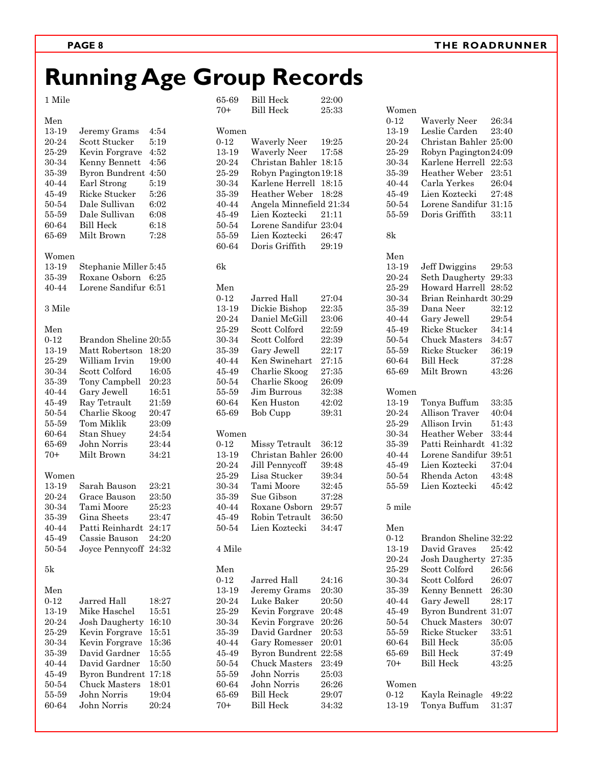# Running Age Group Records

## 1 Mile

### Men

| Age | Name | Time |
|---|---|---|
| 13-19 | Jeremy Grams | 4:54 |
| 20-24 | Scott Stucker | 5:19 |
| 25-29 | Kevin Forgrave | 4:52 |
| 30-34 | Kenny Bennett | 4:56 |
| 35-39 | Byron Bundrent | 4:50 |
| 40-44 | Earl Strong | 5:19 |
| 45-49 | Ricke Stucker | 5:26 |
| 50-54 | Dale Sullivan | 6:02 |
| 55-59 | Dale Sullivan | 6:08 |
| 60-64 | Bill Heck | 6:18 |
| 65-69 | Milt Brown | 7:28 |

### Women

| Age | Name | Time |
|---|---|---|
| 13-19 | Stephanie Miller | 5:45 |
| 35-39 | Roxane Osborn | 6:25 |
| 40-44 | Lorene Sandifur | 6:51 |

## 3 Mile

### Men

| Age | Name | Time |
|---|---|---|
| 0-12 | Brandon Sheline | 20:55 |
| 13-19 | Matt Robertson | 18:20 |
| 25-29 | William Irvin | 19:00 |
| 30-34 | Scott Colford | 16:05 |
| 35-39 | Tony Campbell | 20:23 |
| 40-44 | Gary Jewell | 16:51 |
| 45-49 | Ray Tetrault | 21:59 |
| 50-54 | Charlie Skoog | 20:47 |
| 55-59 | Tom Miklik | 23:09 |
| 60-64 | Stan Shuey | 24:54 |
| 65-69 | John Norris | 23:44 |
| 70+ | Milt Brown | 34:21 |

### Women

| Age | Name | Time |
|---|---|---|
| 13-19 | Sarah Bauson | 23:21 |
| 20-24 | Grace Bauson | 23:50 |
| 30-34 | Tami Moore | 25:23 |
| 35-39 | Gina Sheets | 23:47 |
| 40-44 | Patti Reinhardt | 24:17 |
| 45-49 | Cassie Bauson | 24:20 |
| 50-54 | Joyce Pennycoff | 24:32 |

## 5k

### Men

| Age | Name | Time |
|---|---|---|
| 0-12 | Jarred Hall | 18:27 |
| 13-19 | Mike Haschel | 15:51 |
| 20-24 | Josh Daugherty | 16:10 |
| 25-29 | Kevin Forgrave | 15:51 |
| 30-34 | Kevin Forgrave | 15:36 |
| 35-39 | David Gardner | 15:55 |
| 40-44 | David Gardner | 15:50 |
| 45-49 | Byron Bundrent | 17:18 |
| 50-54 | Chuck Masters | 18:01 |
| 55-59 | John Norris | 19:04 |
| 60-64 | John Norris | 20:24 |
| 65-69 | Bill Heck | 22:00 |
| 70+ | Bill Heck | 25:33 |

### Women

| Age | Name | Time |
|---|---|---|
| 0-12 | Waverly Neer | 19:25 |
| 13-19 | Waverly Neer | 17:58 |
| 20-24 | Christan Bahler | 18:15 |
| 25-29 | Robyn Pagington | 19:18 |
| 30-34 | Karlene Herrell | 18:15 |
| 35-39 | Heather Weber | 18:28 |
| 40-44 | Angela Minnefield | 21:34 |
| 45-49 | Lien Koztecki | 21:11 |
| 50-54 | Lorene Sandifur | 23:04 |
| 55-59 | Lien Koztecki | 26:47 |
| 60-64 | Doris Griffith | 29:19 |

## 6k

### Men

| Age | Name | Time |
|---|---|---|
| 0-12 | Jarred Hall | 27:04 |
| 13-19 | Dickie Bishop | 22:35 |
| 20-24 | Daniel McGill | 23:06 |
| 25-29 | Scott Colford | 22:59 |
| 30-34 | Scott Colford | 22:39 |
| 35-39 | Gary Jewell | 22:17 |
| 40-44 | Ken Swinehart | 27:15 |
| 45-49 | Charlie Skoog | 27:35 |
| 50-54 | Charlie Skoog | 26:09 |
| 55-59 | Jim Burrous | 32:38 |
| 60-64 | Ken Huston | 42:02 |
| 65-69 | Bob Cupp | 39:31 |

### Women

| Age | Name | Time |
|---|---|---|
| 0-12 | Missy Tetrault | 36:12 |
| 13-19 | Christan Bahler | 26:00 |
| 20-24 | Jill Pennycoff | 39:48 |
| 25-29 | Lisa Stucker | 39:34 |
| 30-34 | Tami Moore | 32:45 |
| 35-39 | Sue Gibson | 37:28 |
| 40-44 | Roxane Osborn | 29:57 |
| 45-49 | Robin Tetrault | 36:50 |
| 50-54 | Lien Koztecki | 34:47 |

## 4 Mile

### Men

| Age | Name | Time |
|---|---|---|
| 0-12 | Jarred Hall | 24:16 |
| 13-19 | Jeremy Grams | 20:30 |
| 20-24 | Luke Baker | 20:50 |
| 25-29 | Kevin Forgrave | 20:48 |
| 30-34 | Kevin Forgrave | 20:26 |
| 35-39 | David Gardner | 20:53 |
| 40-44 | Gary Romesser | 20:01 |
| 45-49 | Byron Bundrent | 22:58 |
| 50-54 | Chuck Masters | 23:49 |
| 55-59 | John Norris | 25:03 |
| 60-64 | John Norris | 26:26 |
| 65-69 | Bill Heck | 29:07 |
| 70+ | Bill Heck | 34:32 |

### Women

| Age | Name | Time |
|---|---|---|
| 0-12 | Waverly Neer | 26:34 |
| 13-19 | Leslie Carden | 23:40 |
| 20-24 | Christan Bahler | 25:00 |
| 25-29 | Robyn Pagington | 24:09 |
| 30-34 | Karlene Herrell | 22:53 |
| 35-39 | Heather Weber | 23:51 |
| 40-44 | Carla Yerkes | 26:04 |
| 45-49 | Lien Koztecki | 27:48 |
| 50-54 | Lorene Sandifur | 31:15 |
| 55-59 | Doris Griffith | 33:11 |

## 8k

### Men

| Age | Name | Time |
|---|---|---|
| 13-19 | Jeff Dwiggins | 29:53 |
| 20-24 | Seth Daugherty | 29:33 |
| 25-29 | Howard Harrell | 28:52 |
| 30-34 | Brian Reinhardt | 30:29 |
| 35-39 | Dana Neer | 32:12 |
| 40-44 | Gary Jewell | 29:54 |
| 45-49 | Ricke Stucker | 34:14 |
| 50-54 | Chuck Masters | 34:57 |
| 55-59 | Ricke Stucker | 36:19 |
| 60-64 | Bill Heck | 37:28 |
| 65-69 | Milt Brown | 43:26 |

### Women

| Age | Name | Time |
|---|---|---|
| 13-19 | Tonya Buffum | 33:35 |
| 20-24 | Allison Traver | 40:04 |
| 25-29 | Allison Irvin | 51:43 |
| 30-34 | Heather Weber | 33:44 |
| 35-39 | Patti Reinhardt | 41:32 |
| 40-44 | Lorene Sandifur | 39:51 |
| 45-49 | Lien Koztecki | 37:04 |
| 50-54 | Rhenda Acton | 43:48 |
| 55-59 | Lien Koztecki | 45:42 |

## 5 mile

### Men

| Age | Name | Time |
|---|---|---|
| 0-12 | Brandon Sheline | 32:22 |
| 13-19 | David Graves | 25:42 |
| 20-24 | Josh Daugherty | 27:35 |
| 25-29 | Scott Colford | 26:56 |
| 30-34 | Scott Colford | 26:07 |
| 35-39 | Kenny Bennett | 26:30 |
| 40-44 | Gary Jewell | 28:17 |
| 45-49 | Byron Bundrent | 31:07 |
| 50-54 | Chuck Masters | 30:07 |
| 55-59 | Ricke Stucker | 33:51 |
| 60-64 | Bill Heck | 35:05 |
| 65-69 | Bill Heck | 37:49 |
| 70+ | Bill Heck | 43:25 |

### Women

| Age | Name | Time |
|---|---|---|
| 0-12 | Kayla Reinagle | 49:22 |
| 13-19 | Tonya Buffum | 31:37 |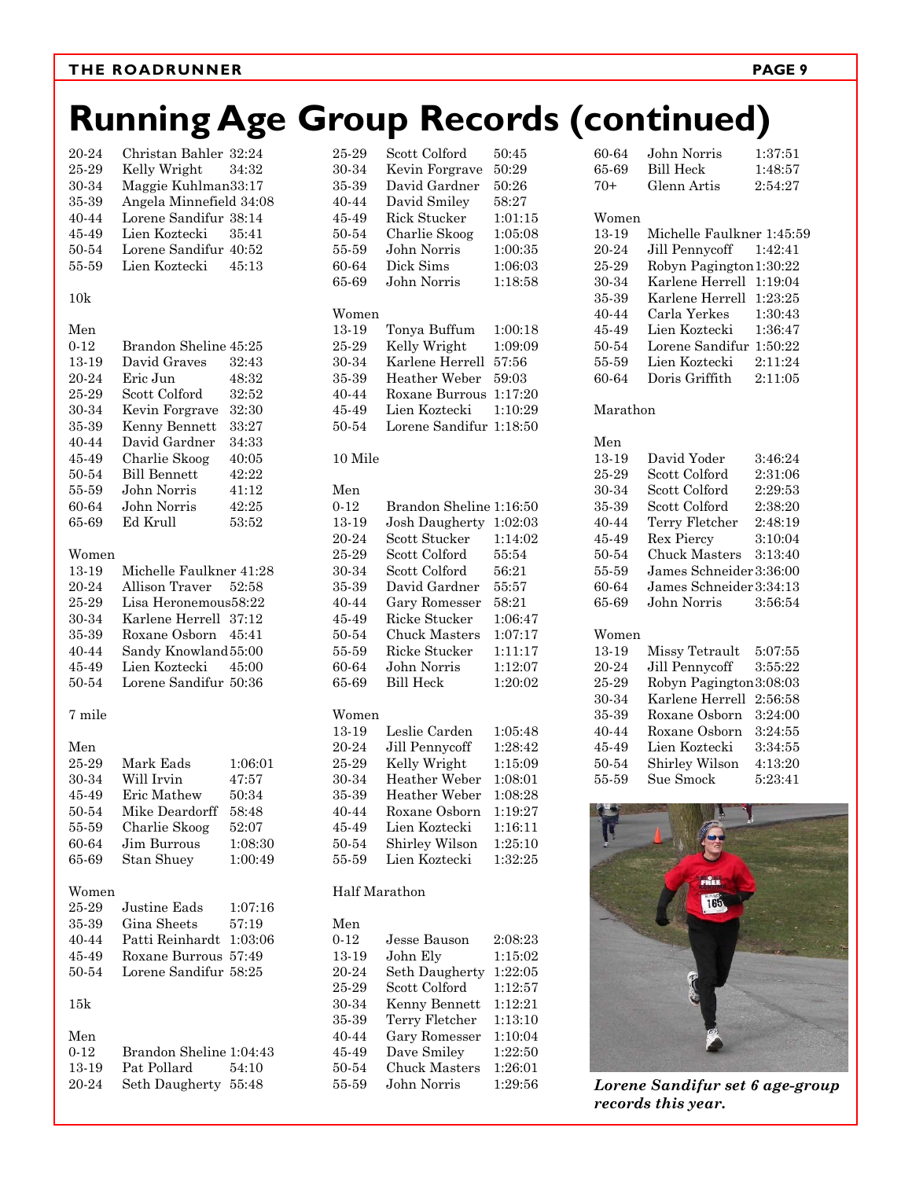# Running Age Group Records (continued)

| | | |
|---|---|---|
| 20-24 | Christan Bahler | 32:24 |
| 25-29 | Kelly Wright | 34:32 |
| 30-34 | Maggie Kuhlman | 33:17 |
| 35-39 | Angela Minnefield | 34:08 |
| 40-44 | Lorene Sandifur | 38:14 |
| 45-49 | Lien Koztecki | 35:41 |
| 50-54 | Lorene Sandifur | 40:52 |
| 55-59 | Lien Koztecki | 45:13 |

10k

Men

| | | |
|---|---|---|
| 0-12 | Brandon Sheline | 45:25 |
| 13-19 | David Graves | 32:43 |
| 20-24 | Eric Jun | 48:32 |
| 25-29 | Scott Colford | 32:52 |
| 30-34 | Kevin Forgrave | 32:30 |
| 35-39 | Kenny Bennett | 33:27 |
| 40-44 | David Gardner | 34:33 |
| 45-49 | Charlie Skoog | 40:05 |
| 50-54 | Bill Bennett | 42:22 |
| 55-59 | John Norris | 41:12 |
| 60-64 | John Norris | 42:25 |
| 65-69 | Ed Krull | 53:52 |

Women

| | | |
|---|---|---|
| 13-19 | Michelle Faulkner | 41:28 |
| 20-24 | Allison Traver | 52:58 |
| 25-29 | Lisa Heronemous | 58:22 |
| 30-34 | Karlene Herrell | 37:12 |
| 35-39 | Roxane Osborn | 45:41 |
| 40-44 | Sandy Knowland | 55:00 |
| 45-49 | Lien Koztecki | 45:00 |
| 50-54 | Lorene Sandifur | 50:36 |

7 mile

Men

| | | |
|---|---|---|
| 25-29 | Mark Eads | 1:06:01 |
| 30-34 | Will Irvin | 47:57 |
| 45-49 | Eric Mathew | 50:34 |
| 50-54 | Mike Deardorff | 58:48 |
| 55-59 | Charlie Skoog | 52:07 |
| 60-64 | Jim Burrous | 1:08:30 |
| 65-69 | Stan Shuey | 1:00:49 |

Women

| | | |
|---|---|---|
| 25-29 | Justine Eads | 1:07:16 |
| 35-39 | Gina Sheets | 57:19 |
| 40-44 | Patti Reinhardt | 1:03:06 |
| 45-49 | Roxane Burrous | 57:49 |
| 50-54 | Lorene Sandifur | 58:25 |

15k

Men

| | | |
|---|---|---|
| 0-12 | Brandon Sheline | 1:04:43 |
| 13-19 | Pat Pollard | 54:10 |
| 20-24 | Seth Daugherty | 55:48 |
| 25-29 | Scott Colford | 50:45 |
| 30-34 | Kevin Forgrave | 50:29 |
| 35-39 | David Gardner | 50:26 |
| 40-44 | David Smiley | 58:27 |
| 45-49 | Rick Stucker | 1:01:15 |
| 50-54 | Charlie Skoog | 1:05:08 |
| 55-59 | John Norris | 1:00:35 |
| 60-64 | Dick Sims | 1:06:03 |
| 65-69 | John Norris | 1:18:58 |

Women

| | | |
|---|---|---|
| 13-19 | Tonya Buffum | 1:00:18 |
| 25-29 | Kelly Wright | 1:09:09 |
| 30-34 | Karlene Herrell | 57:56 |
| 35-39 | Heather Weber | 59:03 |
| 40-44 | Roxane Burrous | 1:17:20 |
| 45-49 | Lien Koztecki | 1:10:29 |
| 50-54 | Lorene Sandifur | 1:18:50 |

10 Mile

Men

| | | |
|---|---|---|
| 0-12 | Brandon Sheline | 1:16:50 |
| 13-19 | Josh Daugherty | 1:02:03 |
| 20-24 | Scott Stucker | 1:14:02 |
| 25-29 | Scott Colford | 55:54 |
| 30-34 | Scott Colford | 56:21 |
| 35-39 | David Gardner | 55:57 |
| 40-44 | Gary Romesser | 58:21 |
| 45-49 | Ricke Stucker | 1:06:47 |
| 50-54 | Chuck Masters | 1:07:17 |
| 55-59 | Ricke Stucker | 1:11:17 |
| 60-64 | John Norris | 1:12:07 |
| 65-69 | Bill Heck | 1:20:02 |

Women

| | | |
|---|---|---|
| 13-19 | Leslie Carden | 1:05:48 |
| 20-24 | Jill Pennycoff | 1:28:42 |
| 25-29 | Kelly Wright | 1:15:09 |
| 30-34 | Heather Weber | 1:08:01 |
| 35-39 | Heather Weber | 1:08:28 |
| 40-44 | Roxane Osborn | 1:19:27 |
| 45-49 | Lien Koztecki | 1:16:11 |
| 50-54 | Shirley Wilson | 1:25:10 |
| 55-59 | Lien Koztecki | 1:32:25 |

Half Marathon

Men

| | | |
|---|---|---|
| 0-12 | Jesse Bauson | 2:08:23 |
| 13-19 | John Ely | 1:15:02 |
| 20-24 | Seth Daugherty | 1:22:05 |
| 25-29 | Scott Colford | 1:12:57 |
| 30-34 | Kenny Bennett | 1:12:21 |
| 35-39 | Terry Fletcher | 1:13:10 |
| 40-44 | Gary Romesser | 1:10:04 |
| 45-49 | Dave Smiley | 1:22:50 |
| 50-54 | Chuck Masters | 1:26:01 |
| 55-59 | John Norris | 1:29:56 |
| 60-64 | John Norris | 1:37:51 |
| 65-69 | Bill Heck | 1:48:57 |
| 70+ | Glenn Artis | 2:54:27 |

Women

| | | |
|---|---|---|
| 13-19 | Michelle Faulkner | 1:45:59 |
| 20-24 | Jill Pennycoff | 1:42:41 |
| 25-29 | Robyn Pagington | 1:30:22 |
| 30-34 | Karlene Herrell | 1:19:04 |
| 35-39 | Karlene Herrell | 1:23:25 |
| 40-44 | Carla Yerkes | 1:30:43 |
| 45-49 | Lien Koztecki | 1:36:47 |
| 50-54 | Lorene Sandifur | 1:50:22 |
| 55-59 | Lien Koztecki | 2:11:24 |
| 60-64 | Doris Griffith | 2:11:05 |

Marathon

Men

| | | |
|---|---|---|
| 13-19 | David Yoder | 3:46:24 |
| 25-29 | Scott Colford | 2:31:06 |
| 30-34 | Scott Colford | 2:29:53 |
| 35-39 | Scott Colford | 2:38:20 |
| 40-44 | Terry Fletcher | 2:48:19 |
| 45-49 | Rex Piercy | 3:10:04 |
| 50-54 | Chuck Masters | 3:13:40 |
| 55-59 | James Schneider | 3:36:00 |
| 60-64 | James Schneider | 3:34:13 |
| 65-69 | John Norris | 3:56:54 |

Women

| | | |
|---|---|---|
| 13-19 | Missy Tetrault | 5:07:55 |
| 20-24 | Jill Pennycoff | 3:55:22 |
| 25-29 | Robyn Pagington | 3:08:03 |
| 30-34 | Karlene Herrell | 2:56:58 |
| 35-39 | Roxane Osborn | 3:24:00 |
| 40-44 | Roxane Osborn | 3:24:55 |
| 45-49 | Lien Koztecki | 3:34:55 |
| 50-54 | Shirley Wilson | 4:13:20 |
| 55-59 | Sue Smock | 5:23:41 |

***Lorene Sandifur set 6 age-group records this year.***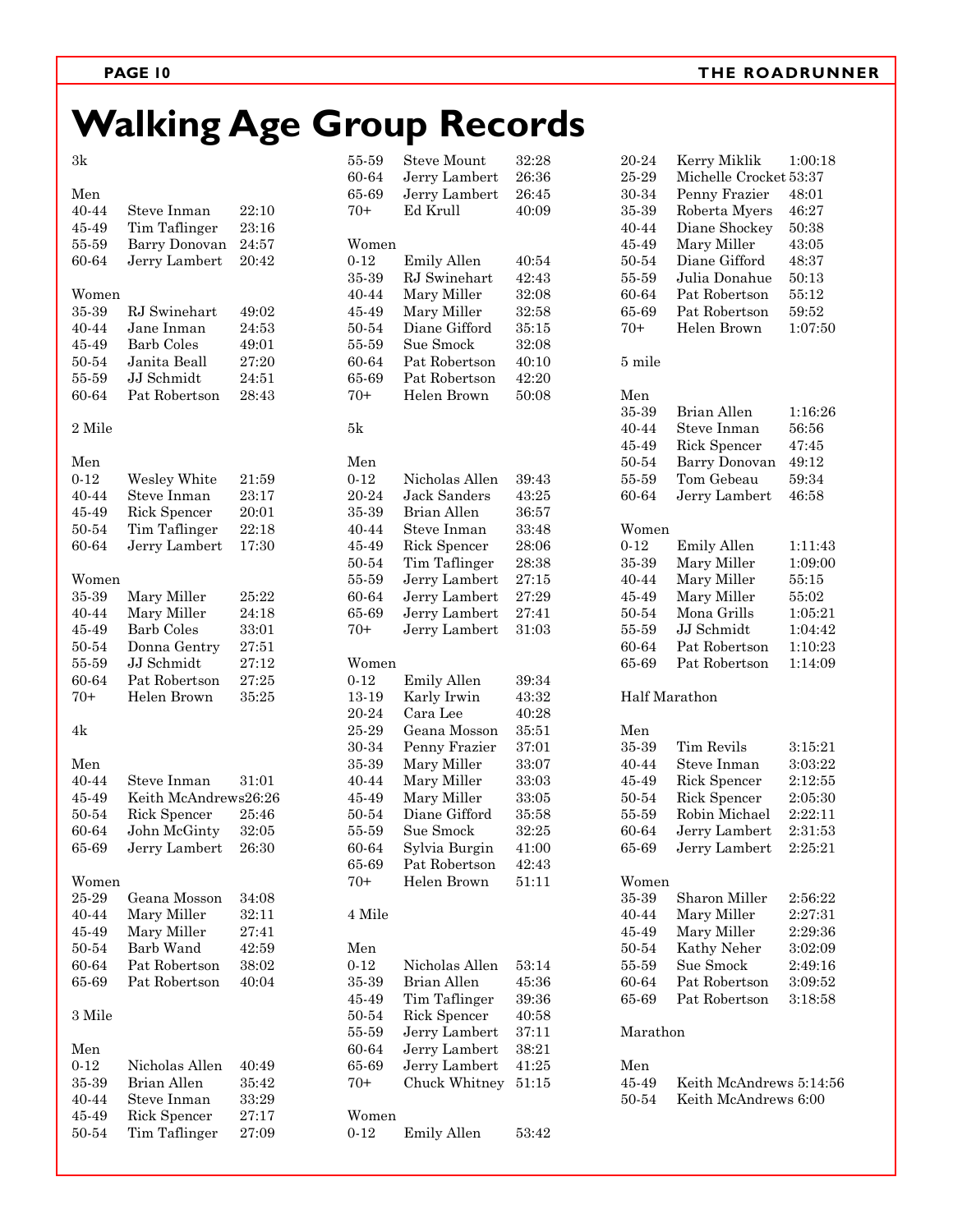# Walking Age Group Records

## 3k

**Men**

| Age | Name | Time |
|---|---|---|
| 40-44 | Steve Inman | 22:10 |
| 45-49 | Tim Taflinger | 23:16 |
| 55-59 | Barry Donovan | 24:57 |
| 60-64 | Jerry Lambert | 20:42 |

**Women**

| Age | Name | Time |
|---|---|---|
| 35-39 | RJ Swinehart | 49:02 |
| 40-44 | Jane Inman | 24:53 |
| 45-49 | Barb Coles | 49:01 |
| 50-54 | Janita Beall | 27:20 |
| 55-59 | JJ Schmidt | 24:51 |
| 60-64 | Pat Robertson | 28:43 |

## 2 Mile

**Men**

| Age | Name | Time |
|---|---|---|
| 0-12 | Wesley White | 21:59 |
| 40-44 | Steve Inman | 23:17 |
| 45-49 | Rick Spencer | 20:01 |
| 50-54 | Tim Taflinger | 22:18 |
| 60-64 | Jerry Lambert | 17:30 |

**Women**

| Age | Name | Time |
|---|---|---|
| 35-39 | Mary Miller | 25:22 |
| 40-44 | Mary Miller | 24:18 |
| 45-49 | Barb Coles | 33:01 |
| 50-54 | Donna Gentry | 27:51 |
| 55-59 | JJ Schmidt | 27:12 |
| 60-64 | Pat Robertson | 27:25 |
| 70+ | Helen Brown | 35:25 |

## 4k

**Men**

| Age | Name | Time |
|---|---|---|
| 40-44 | Steve Inman | 31:01 |
| 45-49 | Keith McAndrews | 26:26 |
| 50-54 | Rick Spencer | 25:46 |
| 60-64 | John McGinty | 32:05 |
| 65-69 | Jerry Lambert | 26:30 |

**Women**

| Age | Name | Time |
|---|---|---|
| 25-29 | Geana Mosson | 34:08 |
| 40-44 | Mary Miller | 32:11 |
| 45-49 | Mary Miller | 27:41 |
| 50-54 | Barb Wand | 42:59 |
| 60-64 | Pat Robertson | 38:02 |
| 65-69 | Pat Robertson | 40:04 |

## 3 Mile

**Men**

| Age | Name | Time |
|---|---|---|
| 0-12 | Nicholas Allen | 40:49 |
| 35-39 | Brian Allen | 35:42 |
| 40-44 | Steve Inman | 33:29 |
| 45-49 | Rick Spencer | 27:17 |
| 50-54 | Tim Taflinger | 27:09 |
| 55-59 | Steve Mount | 32:28 |
| 60-64 | Jerry Lambert | 26:36 |
| 65-69 | Jerry Lambert | 26:45 |
| 70+ | Ed Krull | 40:09 |

**Women**

| Age | Name | Time |
|---|---|---|
| 0-12 | Emily Allen | 40:54 |
| 35-39 | RJ Swinehart | 42:43 |
| 40-44 | Mary Miller | 32:08 |
| 45-49 | Mary Miller | 32:58 |
| 50-54 | Diane Gifford | 35:15 |
| 55-59 | Sue Smock | 32:08 |
| 60-64 | Pat Robertson | 40:10 |
| 65-69 | Pat Robertson | 42:20 |
| 70+ | Helen Brown | 50:08 |

## 5k

**Men**

| Age | Name | Time |
|---|---|---|
| 0-12 | Nicholas Allen | 39:43 |
| 20-24 | Jack Sanders | 43:25 |
| 35-39 | Brian Allen | 36:57 |
| 40-44 | Steve Inman | 33:48 |
| 45-49 | Rick Spencer | 28:06 |
| 50-54 | Tim Taflinger | 28:38 |
| 55-59 | Jerry Lambert | 27:15 |
| 60-64 | Jerry Lambert | 27:29 |
| 65-69 | Jerry Lambert | 27:41 |
| 70+ | Jerry Lambert | 31:03 |

**Women**

| Age | Name | Time |
|---|---|---|
| 0-12 | Emily Allen | 39:34 |
| 13-19 | Karly Irwin | 43:32 |
| 20-24 | Cara Lee | 40:28 |
| 25-29 | Geana Mosson | 35:51 |
| 30-34 | Penny Frazier | 37:01 |
| 35-39 | Mary Miller | 33:07 |
| 40-44 | Mary Miller | 33:03 |
| 45-49 | Mary Miller | 33:05 |
| 50-54 | Diane Gifford | 35:58 |
| 55-59 | Sue Smock | 32:25 |
| 60-64 | Sylvia Burgin | 41:00 |
| 65-69 | Pat Robertson | 42:43 |
| 70+ | Helen Brown | 51:11 |

## 4 Mile

**Men**

| Age | Name | Time |
|---|---|---|
| 0-12 | Nicholas Allen | 53:14 |
| 35-39 | Brian Allen | 45:36 |
| 45-49 | Tim Taflinger | 39:36 |
| 50-54 | Rick Spencer | 40:58 |
| 55-59 | Jerry Lambert | 37:11 |
| 60-64 | Jerry Lambert | 38:21 |
| 65-69 | Jerry Lambert | 41:25 |
| 70+ | Chuck Whitney | 51:15 |

**Women**

| Age | Name | Time |
|---|---|---|
| 0-12 | Emily Allen | 53:42 |
| 20-24 | Kerry Miklik | 1:00:18 |
| 25-29 | Michelle Crocket | 53:37 |
| 30-34 | Penny Frazier | 48:01 |
| 35-39 | Roberta Myers | 46:27 |
| 40-44 | Diane Shockey | 50:38 |
| 45-49 | Mary Miller | 43:05 |
| 50-54 | Diane Gifford | 48:37 |
| 55-59 | Julia Donahue | 50:13 |
| 60-64 | Pat Robertson | 55:12 |
| 65-69 | Pat Robertson | 59:52 |
| 70+ | Helen Brown | 1:07:50 |

## 5 mile

**Men**

| Age | Name | Time |
|---|---|---|
| 35-39 | Brian Allen | 1:16:26 |
| 40-44 | Steve Inman | 56:56 |
| 45-49 | Rick Spencer | 47:45 |
| 50-54 | Barry Donovan | 49:12 |
| 55-59 | Tom Gebeau | 59:34 |
| 60-64 | Jerry Lambert | 46:58 |

**Women**

| Age | Name | Time |
|---|---|---|
| 0-12 | Emily Allen | 1:11:43 |
| 35-39 | Mary Miller | 1:09:00 |
| 40-44 | Mary Miller | 55:15 |
| 45-49 | Mary Miller | 55:02 |
| 50-54 | Mona Grills | 1:05:21 |
| 55-59 | JJ Schmidt | 1:04:42 |
| 60-64 | Pat Robertson | 1:10:23 |
| 65-69 | Pat Robertson | 1:14:09 |

## Half Marathon

**Men**

| Age | Name | Time |
|---|---|---|
| 35-39 | Tim Revils | 3:15:21 |
| 40-44 | Steve Inman | 3:03:22 |
| 45-49 | Rick Spencer | 2:12:55 |
| 50-54 | Rick Spencer | 2:05:30 |
| 55-59 | Robin Michael | 2:22:11 |
| 60-64 | Jerry Lambert | 2:31:53 |
| 65-69 | Jerry Lambert | 2:25:21 |

**Women**

| Age | Name | Time |
|---|---|---|
| 35-39 | Sharon Miller | 2:56:22 |
| 40-44 | Mary Miller | 2:27:31 |
| 45-49 | Mary Miller | 2:29:36 |
| 50-54 | Kathy Neher | 3:02:09 |
| 55-59 | Sue Smock | 2:49:16 |
| 60-64 | Pat Robertson | 3:09:52 |
| 65-69 | Pat Robertson | 3:18:58 |

## Marathon

**Men**

| Age | Name | Time |
|---|---|---|
| 45-49 | Keith McAndrews | 5:14:56 |
| 50-54 | Keith McAndrews | 6:00 |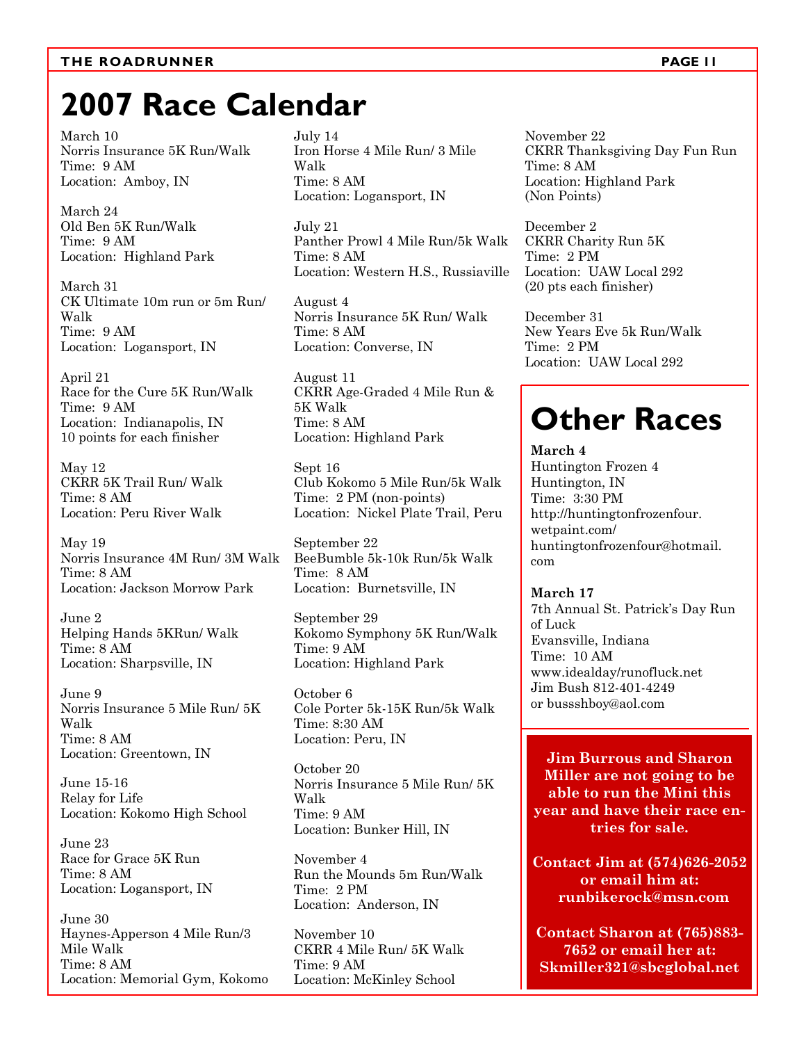# 2007 Race Calendar

March 10
Norris Insurance 5K Run/Walk
Time: 9 AM
Location: Amboy, IN

March 24
Old Ben 5K Run/Walk
Time: 9 AM
Location: Highland Park

March 31
CK Ultimate 10m run or 5m Run/Walk
Time: 9 AM
Location: Logansport, IN

April 21
Race for the Cure 5K Run/Walk
Time: 9 AM
Location: Indianapolis, IN
10 points for each finisher

May 12
CKRR 5K Trail Run/ Walk
Time: 8 AM
Location: Peru River Walk

May 19
Norris Insurance 4M Run/ 3M Walk
Time: 8 AM
Location: Jackson Morrow Park

June 2
Helping Hands 5KRun/ Walk
Time: 8 AM
Location: Sharpsville, IN

June 9
Norris Insurance 5 Mile Run/ 5K Walk
Time: 8 AM
Location: Greentown, IN

June 15-16
Relay for Life
Location: Kokomo High School

June 23
Race for Grace 5K Run
Time: 8 AM
Location: Logansport, IN

June 30
Haynes-Apperson 4 Mile Run/3 Mile Walk
Time: 8 AM
Location: Memorial Gym, Kokomo

July 14
Iron Horse 4 Mile Run/ 3 Mile Walk
Time: 8 AM
Location: Logansport, IN

July 21
Panther Prowl 4 Mile Run/5k Walk
Time: 8 AM
Location: Western H.S., Russiaville

August 4
Norris Insurance 5K Run/ Walk
Time: 8 AM
Location: Converse, IN

August 11
CKRR Age-Graded 4 Mile Run & 5K Walk
Time: 8 AM
Location: Highland Park

Sept 16
Club Kokomo 5 Mile Run/5k Walk
Time: 2 PM (non-points)
Location: Nickel Plate Trail, Peru

September 22
BeeBumble 5k-10k Run/5k Walk
Time: 8 AM
Location: Burnetsville, IN

September 29
Kokomo Symphony 5K Run/Walk
Time: 9 AM
Location: Highland Park

October 6
Cole Porter 5k-15K Run/5k Walk
Time: 8:30 AM
Location: Peru, IN

October 20
Norris Insurance 5 Mile Run/ 5K Walk
Time: 9 AM
Location: Bunker Hill, IN

November 4
Run the Mounds 5m Run/Walk
Time: 2 PM
Location: Anderson, IN

November 10
CKRR 4 Mile Run/ 5K Walk
Time: 9 AM
Location: McKinley School

November 22
CKRR Thanksgiving Day Fun Run
Time: 8 AM
Location: Highland Park
(Non Points)

December 2
CKRR Charity Run 5K
Time: 2 PM
Location: UAW Local 292
(20 pts each finisher)

December 31
New Years Eve 5k Run/Walk
Time: 2 PM
Location: UAW Local 292

# Other Races

**March 4**
Huntington Frozen 4
Huntington, IN
Time: 3:30 PM
http://huntingtonfrozenfour.wetpaint.com/
huntingtonfrozenfour@hotmail.com

**March 17**
7th Annual St. Patrick's Day Run of Luck
Evansville, Indiana
Time: 10 AM
www.idealday/runofluck.net
Jim Bush 812-401-4249
or bussshboy@aol.com

**Jim Burrous and Sharon Miller are not going to be able to run the Mini this year and have their race entries for sale.**

**Contact Jim at (574)626-2052 or email him at: runbikerock@msn.com**

**Contact Sharon at (765)883-7652 or email her at: Skmiller321@sbcglobal.net**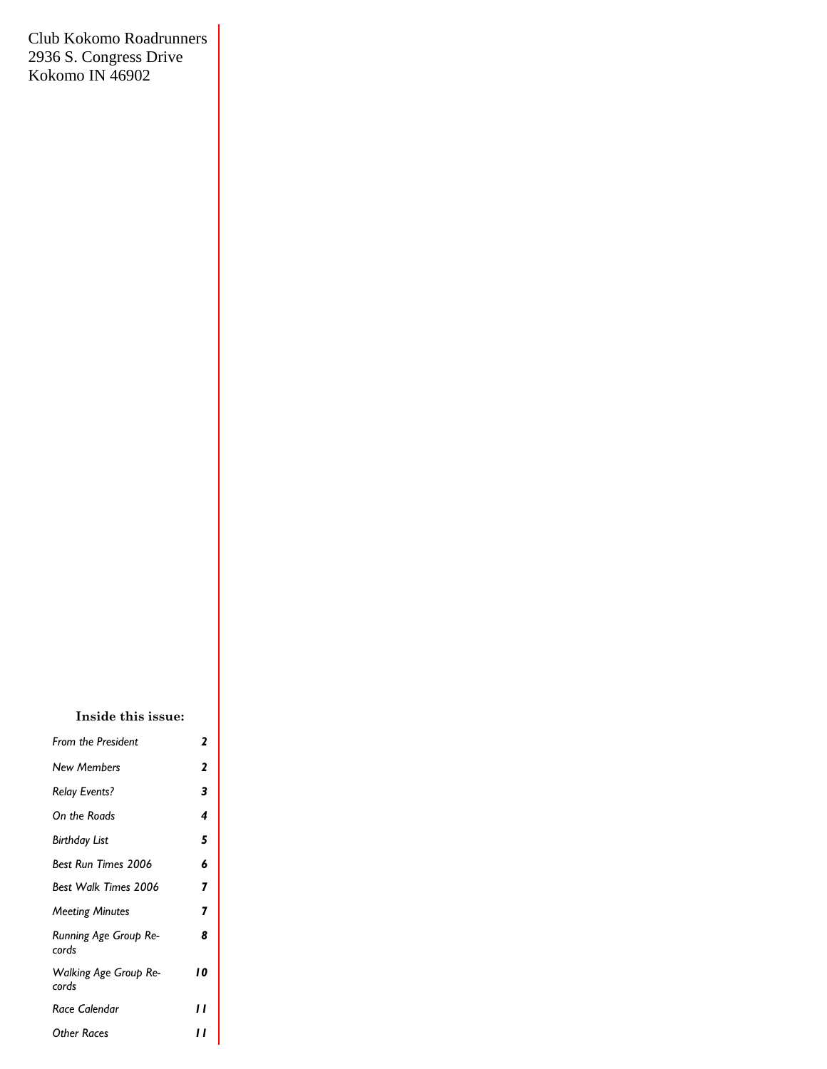Club Kokomo Roadrunners
2936 S. Congress Drive
Kokomo IN 46902

**Inside this issue:**

| | |
|---|---|
| *From the President* | ***2*** |
| *New Members* | ***2*** |
| *Relay Events?* | ***3*** |
| *On the Roads* | ***4*** |
| *Birthday List* | ***5*** |
| *Best Run Times 2006* | ***6*** |
| *Best Walk Times 2006* | ***7*** |
| *Meeting Minutes* | ***7*** |
| *Running Age Group Records* | ***8*** |
| *Walking Age Group Records* | ***10*** |
| *Race Calendar* | ***11*** |
| *Other Races* | ***11*** |